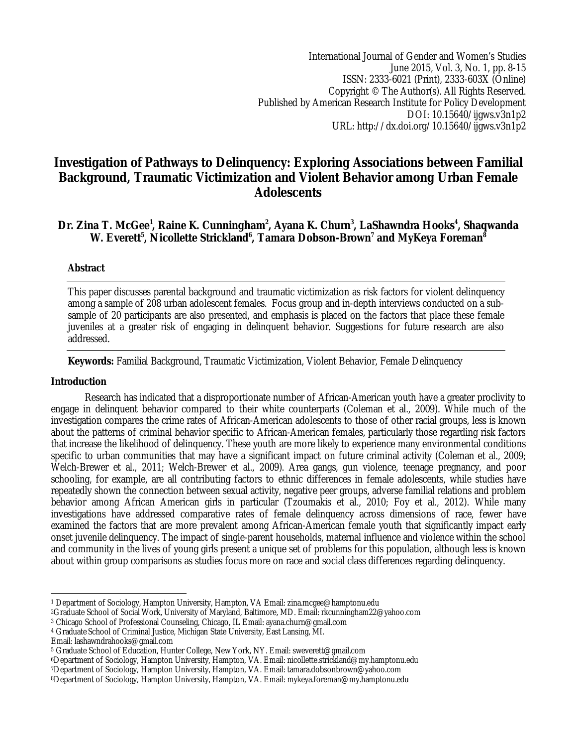International Journal of Gender and Women's Studies
June 2015, Vol. 3, No. 1, pp. 8-15
ISSN: 2333-6021 (Print), 2333-603X (Online)
Copyright © The Author(s). All Rights Reserved.
Published by American Research Institute for Policy Development
DOI: 10.15640/ijgws.v3n1p2
URL: http://dx.doi.org/10.15640/ijgws.v3n1p2

# Investigation of Pathways to Delinquency: Exploring Associations between Familial Background, Traumatic Victimization and Violent Behavior among Urban Female Adolescents

**Dr. Zina T. McGee[1], Raine K. Cunningham[2], Ayana K. Churn[3], LaShawndra Hooks[4], Shaqwanda W. Everett[5], Nicollette Strickland[6], Tamara Dobson-Brown[7] and MyKeya Foreman[8]**

## Abstract

This paper discusses parental background and traumatic victimization as risk factors for violent delinquency among a sample of 208 urban adolescent females. Focus group and in-depth interviews conducted on a sub-sample of 20 participants are also presented, and emphasis is placed on the factors that place these female juveniles at a greater risk of engaging in delinquent behavior. Suggestions for future research are also addressed.

**Keywords:** Familial Background, Traumatic Victimization, Violent Behavior, Female Delinquency

## Introduction

Research has indicated that a disproportionate number of African-American youth have a greater proclivity to engage in delinquent behavior compared to their white counterparts (Coleman et al., 2009). While much of the investigation compares the crime rates of African-American adolescents to those of other racial groups, less is known about the patterns of criminal behavior specific to African-American females, particularly those regarding risk factors that increase the likelihood of delinquency. These youth are more likely to experience many environmental conditions specific to urban communities that may have a significant impact on future criminal activity (Coleman et al., 2009; Welch-Brewer et al., 2011; Welch-Brewer et al., 2009). Area gangs, gun violence, teenage pregnancy, and poor schooling, for example, are all contributing factors to ethnic differences in female adolescents, while studies have repeatedly shown the connection between sexual activity, negative peer groups, adverse familial relations and problem behavior among African American girls in particular (Tzoumakis et al., 2010; Foy et al., 2012). While many investigations have addressed comparative rates of female delinquency across dimensions of race, fewer have examined the factors that are more prevalent among African-American female youth that significantly impact early onset juvenile delinquency. The impact of single-parent households, maternal influence and violence within the school and community in the lives of young girls present a unique set of problems for this population, although less is known about within group comparisons as studies focus more on race and social class differences regarding delinquency.

---

[1] Department of Sociology, Hampton University, Hampton, VA Email: zina.mcgee@hamptonu.edu
[2] Graduate School of Social Work, University of Maryland, Baltimore, MD. Email: rkcunningham22@yahoo.com
[3] Chicago School of Professional Counseling, Chicago, IL Email: ayana.churn@gmail.com
[4] Graduate School of Criminal Justice, Michigan State University, East Lansing, MI. Email: lashawndrahooks@gmail.com
[5] Graduate School of Education, Hunter College, New York, NY. Email: sweverett@gmail.com
[6] Department of Sociology, Hampton University, Hampton, VA. Email: nicollette.strickland@my.hamptonu.edu
[7] Department of Sociology, Hampton University, Hampton, VA. Email: tamara.dobsonbrown@yahoo.com
[8] Department of Sociology, Hampton University, Hampton, VA. Email: mykeya.foreman@my.hamptonu.edu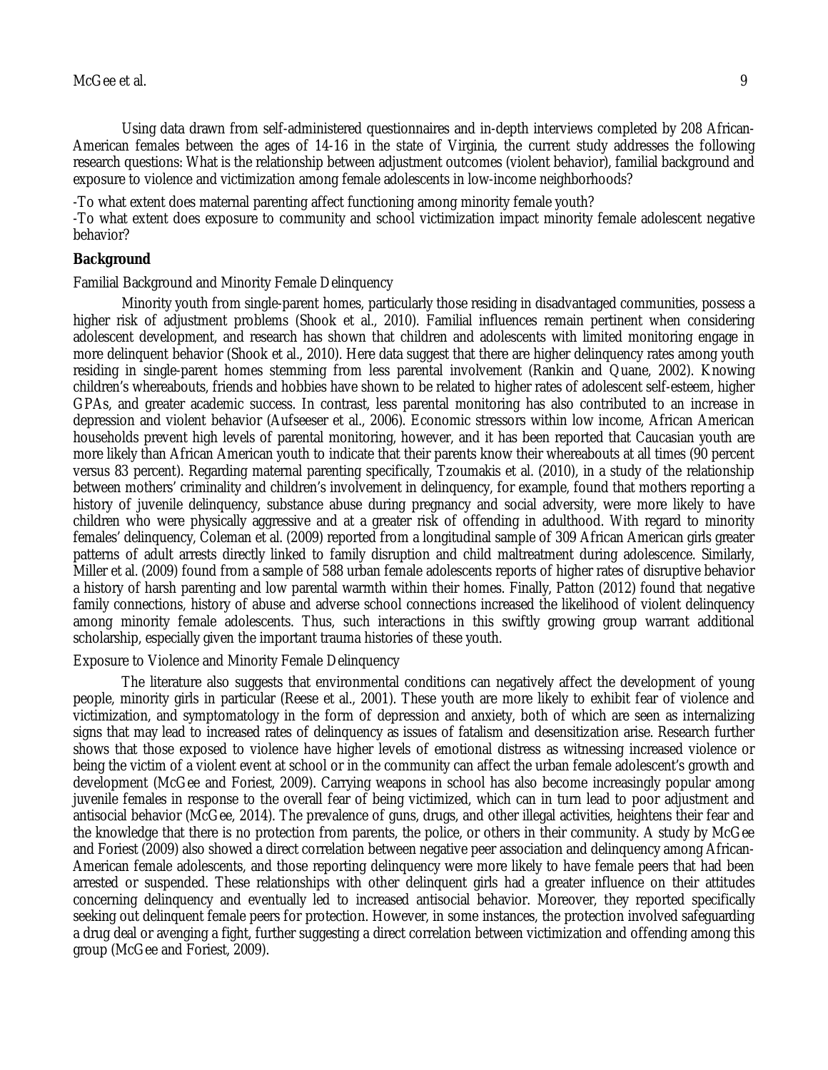Using data drawn from self-administered questionnaires and in-depth interviews completed by 208 African-American females between the ages of 14-16 in the state of Virginia, the current study addresses the following research questions: What is the relationship between adjustment outcomes (violent behavior), familial background and exposure to violence and victimization among female adolescents in low-income neighborhoods?

-To what extent does maternal parenting affect functioning among minority female youth?
-To what extent does exposure to community and school victimization impact minority female adolescent negative behavior?

## Background

### Familial Background and Minority Female Delinquency

Minority youth from single-parent homes, particularly those residing in disadvantaged communities, possess a higher risk of adjustment problems (Shook et al., 2010). Familial influences remain pertinent when considering adolescent development, and research has shown that children and adolescents with limited monitoring engage in more delinquent behavior (Shook et al., 2010). Here data suggest that there are higher delinquency rates among youth residing in single-parent homes stemming from less parental involvement (Rankin and Quane, 2002). Knowing children's whereabouts, friends and hobbies have shown to be related to higher rates of adolescent self-esteem, higher GPAs, and greater academic success. In contrast, less parental monitoring has also contributed to an increase in depression and violent behavior (Aufseeser et al., 2006). Economic stressors within low income, African American households prevent high levels of parental monitoring, however, and it has been reported that Caucasian youth are more likely than African American youth to indicate that their parents know their whereabouts at all times (90 percent versus 83 percent). Regarding maternal parenting specifically, Tzoumakis et al. (2010), in a study of the relationship between mothers' criminality and children's involvement in delinquency, for example, found that mothers reporting a history of juvenile delinquency, substance abuse during pregnancy and social adversity, were more likely to have children who were physically aggressive and at a greater risk of offending in adulthood. With regard to minority females' delinquency, Coleman et al. (2009) reported from a longitudinal sample of 309 African American girls greater patterns of adult arrests directly linked to family disruption and child maltreatment during adolescence. Similarly, Miller et al. (2009) found from a sample of 588 urban female adolescents reports of higher rates of disruptive behavior a history of harsh parenting and low parental warmth within their homes. Finally, Patton (2012) found that negative family connections, history of abuse and adverse school connections increased the likelihood of violent delinquency among minority female adolescents. Thus, such interactions in this swiftly growing group warrant additional scholarship, especially given the important trauma histories of these youth.

### Exposure to Violence and Minority Female Delinquency

The literature also suggests that environmental conditions can negatively affect the development of young people, minority girls in particular (Reese et al., 2001). These youth are more likely to exhibit fear of violence and victimization, and symptomatology in the form of depression and anxiety, both of which are seen as internalizing signs that may lead to increased rates of delinquency as issues of fatalism and desensitization arise. Research further shows that those exposed to violence have higher levels of emotional distress as witnessing increased violence or being the victim of a violent event at school or in the community can affect the urban female adolescent's growth and development (McGee and Foriest, 2009). Carrying weapons in school has also become increasingly popular among juvenile females in response to the overall fear of being victimized, which can in turn lead to poor adjustment and antisocial behavior (McGee, 2014). The prevalence of guns, drugs, and other illegal activities, heightens their fear and the knowledge that there is no protection from parents, the police, or others in their community. A study by McGee and Foriest (2009) also showed a direct correlation between negative peer association and delinquency among African-American female adolescents, and those reporting delinquency were more likely to have female peers that had been arrested or suspended. These relationships with other delinquent girls had a greater influence on their attitudes concerning delinquency and eventually led to increased antisocial behavior. Moreover, they reported specifically seeking out delinquent female peers for protection. However, in some instances, the protection involved safeguarding a drug deal or avenging a fight, further suggesting a direct correlation between victimization and offending among this group (McGee and Foriest, 2009).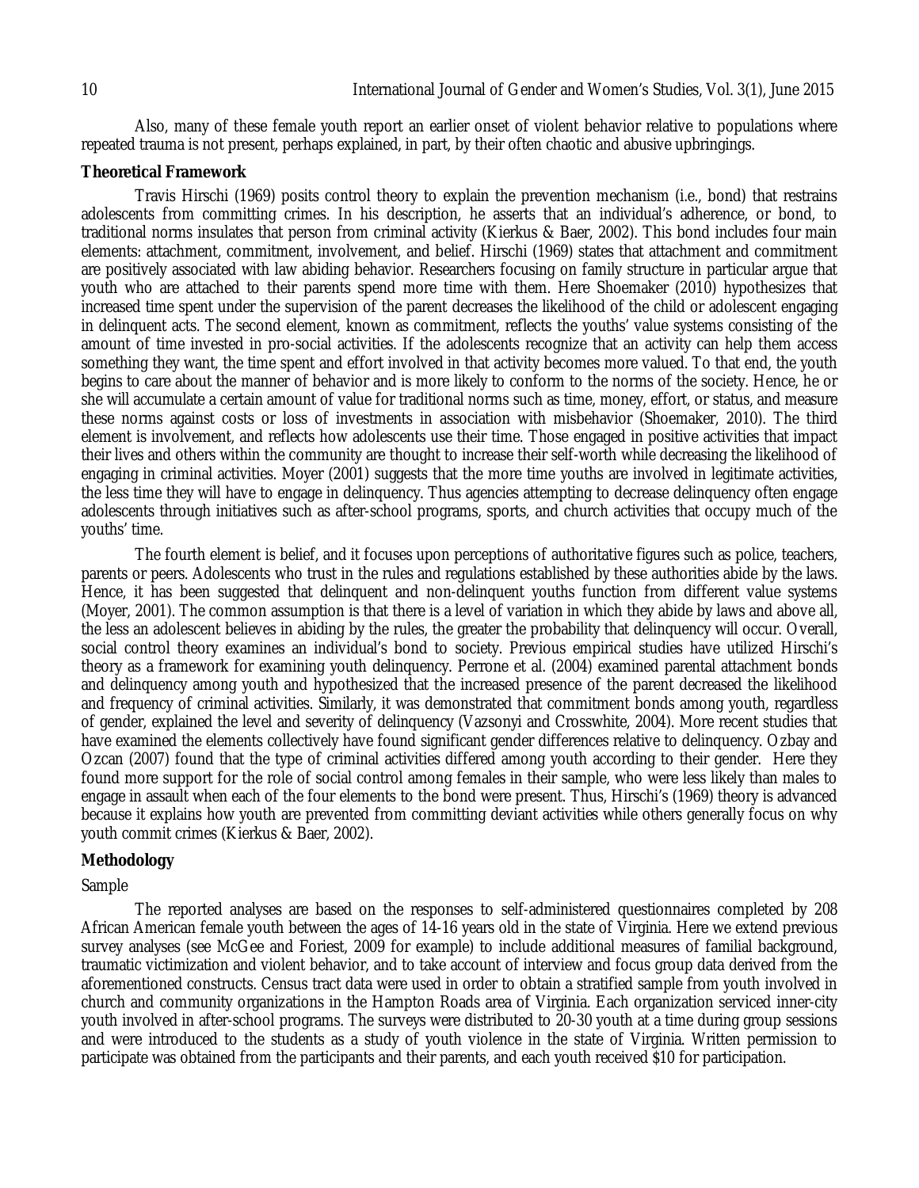Also, many of these female youth report an earlier onset of violent behavior relative to populations where repeated trauma is not present, perhaps explained, in part, by their often chaotic and abusive upbringings.

## Theoretical Framework

Travis Hirschi (1969) posits control theory to explain the prevention mechanism (i.e., bond) that restrains adolescents from committing crimes. In his description, he asserts that an individual's adherence, or bond, to traditional norms insulates that person from criminal activity (Kierkus & Baer, 2002). This bond includes four main elements: attachment, commitment, involvement, and belief. Hirschi (1969) states that attachment and commitment are positively associated with law abiding behavior. Researchers focusing on family structure in particular argue that youth who are attached to their parents spend more time with them. Here Shoemaker (2010) hypothesizes that increased time spent under the supervision of the parent decreases the likelihood of the child or adolescent engaging in delinquent acts. The second element, known as commitment, reflects the youths' value systems consisting of the amount of time invested in pro-social activities. If the adolescents recognize that an activity can help them access something they want, the time spent and effort involved in that activity becomes more valued. To that end, the youth begins to care about the manner of behavior and is more likely to conform to the norms of the society. Hence, he or she will accumulate a certain amount of value for traditional norms such as time, money, effort, or status, and measure these norms against costs or loss of investments in association with misbehavior (Shoemaker, 2010). The third element is involvement, and reflects how adolescents use their time. Those engaged in positive activities that impact their lives and others within the community are thought to increase their self-worth while decreasing the likelihood of engaging in criminal activities. Moyer (2001) suggests that the more time youths are involved in legitimate activities, the less time they will have to engage in delinquency. Thus agencies attempting to decrease delinquency often engage adolescents through initiatives such as after-school programs, sports, and church activities that occupy much of the youths' time.

The fourth element is belief, and it focuses upon perceptions of authoritative figures such as police, teachers, parents or peers. Adolescents who trust in the rules and regulations established by these authorities abide by the laws. Hence, it has been suggested that delinquent and non-delinquent youths function from different value systems (Moyer, 2001). The common assumption is that there is a level of variation in which they abide by laws and above all, the less an adolescent believes in abiding by the rules, the greater the probability that delinquency will occur. Overall, social control theory examines an individual's bond to society. Previous empirical studies have utilized Hirschi's theory as a framework for examining youth delinquency. Perrone et al. (2004) examined parental attachment bonds and delinquency among youth and hypothesized that the increased presence of the parent decreased the likelihood and frequency of criminal activities. Similarly, it was demonstrated that commitment bonds among youth, regardless of gender, explained the level and severity of delinquency (Vazsonyi and Crosswhite, 2004). More recent studies that have examined the elements collectively have found significant gender differences relative to delinquency. Ozbay and Ozcan (2007) found that the type of criminal activities differed among youth according to their gender. Here they found more support for the role of social control among females in their sample, who were less likely than males to engage in assault when each of the four elements to the bond were present. Thus, Hirschi's (1969) theory is advanced because it explains how youth are prevented from committing deviant activities while others generally focus on why youth commit crimes (Kierkus & Baer, 2002).

## Methodology

### Sample

The reported analyses are based on the responses to self-administered questionnaires completed by 208 African American female youth between the ages of 14-16 years old in the state of Virginia. Here we extend previous survey analyses (see McGee and Foriest, 2009 for example) to include additional measures of familial background, traumatic victimization and violent behavior, and to take account of interview and focus group data derived from the aforementioned constructs. Census tract data were used in order to obtain a stratified sample from youth involved in church and community organizations in the Hampton Roads area of Virginia. Each organization serviced inner-city youth involved in after-school programs. The surveys were distributed to 20-30 youth at a time during group sessions and were introduced to the students as a study of youth violence in the state of Virginia. Written permission to participate was obtained from the participants and their parents, and each youth received $10 for participation.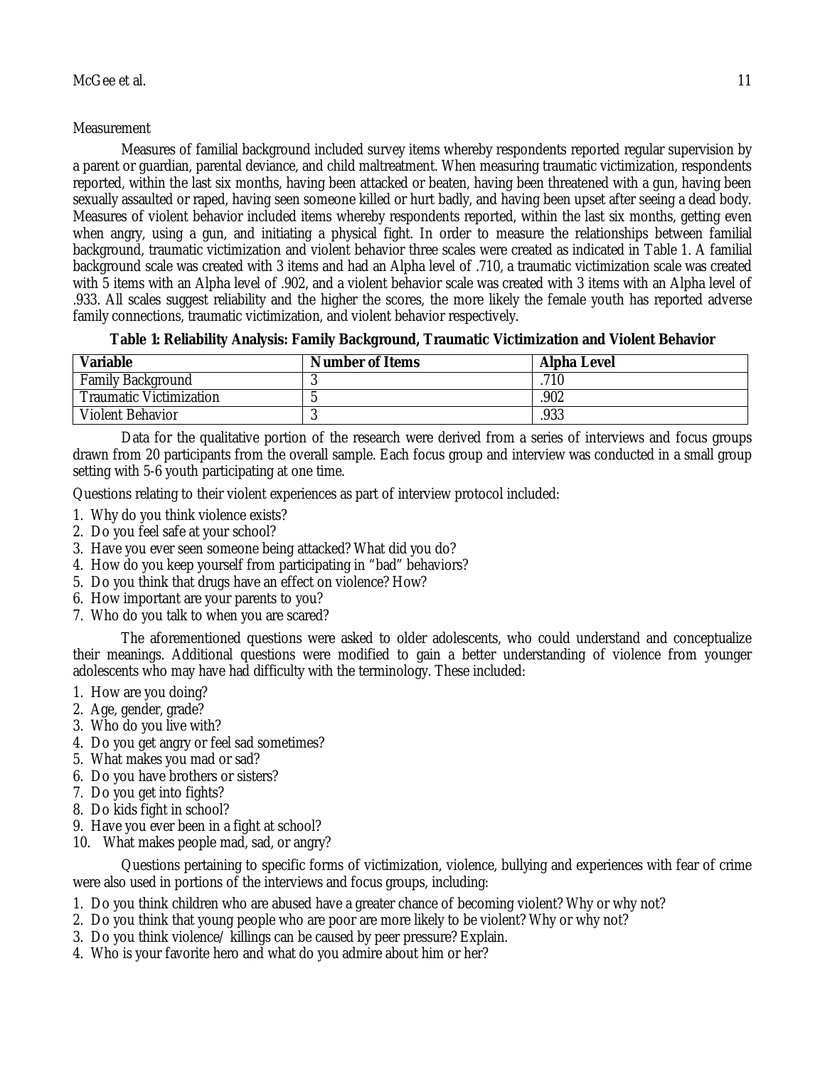Measurement

Measures of familial background included survey items whereby respondents reported regular supervision by a parent or guardian, parental deviance, and child maltreatment. When measuring traumatic victimization, respondents reported, within the last six months, having been attacked or beaten, having been threatened with a gun, having been sexually assaulted or raped, having seen someone killed or hurt badly, and having been upset after seeing a dead body. Measures of violent behavior included items whereby respondents reported, within the last six months, getting even when angry, using a gun, and initiating a physical fight. In order to measure the relationships between familial background, traumatic victimization and violent behavior three scales were created as indicated in Table 1. A familial background scale was created with 3 items and had an Alpha level of .710, a traumatic victimization scale was created with 5 items with an Alpha level of .902, and a violent behavior scale was created with 3 items with an Alpha level of .933. All scales suggest reliability and the higher the scores, the more likely the female youth has reported adverse family connections, traumatic victimization, and violent behavior respectively.

**Table 1: Reliability Analysis: Family Background, Traumatic Victimization and Violent Behavior**

| Variable | Number of Items | Alpha Level |
|---|---|---|
| Family Background | 3 | .710 |
| Traumatic Victimization | 5 | .902 |
| Violent Behavior | 3 | .933 |

Data for the qualitative portion of the research were derived from a series of interviews and focus groups drawn from 20 participants from the overall sample. Each focus group and interview was conducted in a small group setting with 5-6 youth participating at one time.

Questions relating to their violent experiences as part of interview protocol included:

1. Why do you think violence exists?
2. Do you feel safe at your school?
3. Have you ever seen someone being attacked? What did you do?
4. How do you keep yourself from participating in "bad" behaviors?
5. Do you think that drugs have an effect on violence? How?
6. How important are your parents to you?
7. Who do you talk to when you are scared?

The aforementioned questions were asked to older adolescents, who could understand and conceptualize their meanings. Additional questions were modified to gain a better understanding of violence from younger adolescents who may have had difficulty with the terminology. These included:

1. How are you doing?
2. Age, gender, grade?
3. Who do you live with?
4. Do you get angry or feel sad sometimes?
5. What makes you mad or sad?
6. Do you have brothers or sisters?
7. Do you get into fights?
8. Do kids fight in school?
9. Have you ever been in a fight at school?
10. What makes people mad, sad, or angry?

Questions pertaining to specific forms of victimization, violence, bullying and experiences with fear of crime were also used in portions of the interviews and focus groups, including:

1. Do you think children who are abused have a greater chance of becoming violent? Why or why not?
2. Do you think that young people who are poor are more likely to be violent? Why or why not?
3. Do you think violence/ killings can be caused by peer pressure? Explain.
4. Who is your favorite hero and what do you admire about him or her?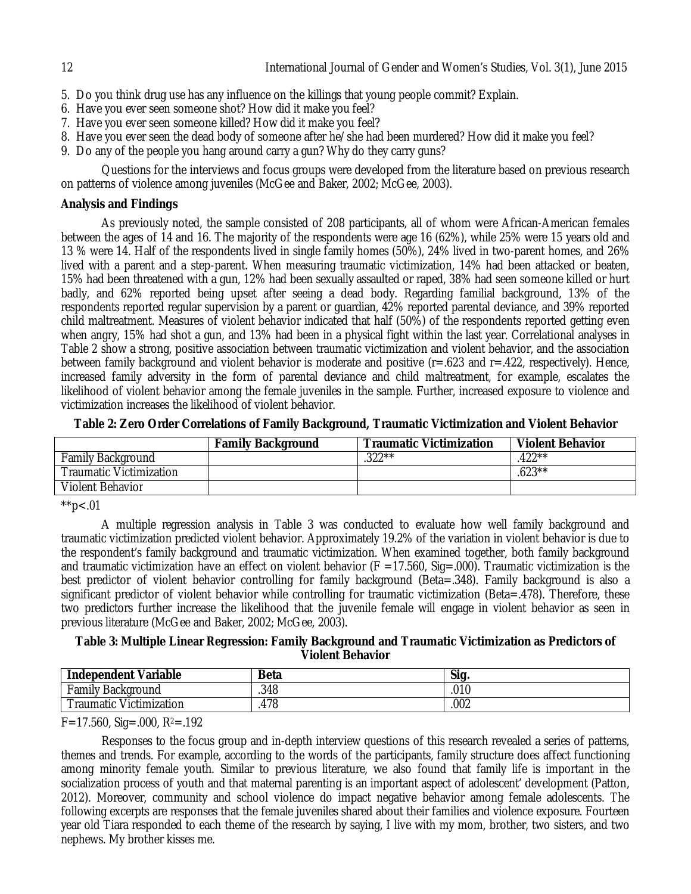5. Do you think drug use has any influence on the killings that young people commit? Explain.
6. Have you ever seen someone shot? How did it make you feel?
7. Have you ever seen someone killed? How did it make you feel?
8. Have you ever seen the dead body of someone after he/she had been murdered? How did it make you feel?
9. Do any of the people you hang around carry a gun? Why do they carry guns?

Questions for the interviews and focus groups were developed from the literature based on previous research on patterns of violence among juveniles (McGee and Baker, 2002; McGee, 2003).

**Analysis and Findings**

As previously noted, the sample consisted of 208 participants, all of whom were African-American females between the ages of 14 and 16. The majority of the respondents were age 16 (62%), while 25% were 15 years old and 13 % were 14. Half of the respondents lived in single family homes (50%), 24% lived in two-parent homes, and 26% lived with a parent and a step-parent. When measuring traumatic victimization, 14% had been attacked or beaten, 15% had been threatened with a gun, 12% had been sexually assaulted or raped, 38% had seen someone killed or hurt badly, and 62% reported being upset after seeing a dead body. Regarding familial background, 13% of the respondents reported regular supervision by a parent or guardian, 42% reported parental deviance, and 39% reported child maltreatment. Measures of violent behavior indicated that half (50%) of the respondents reported getting even when angry, 15% had shot a gun, and 13% had been in a physical fight within the last year. Correlational analyses in Table 2 show a strong, positive association between traumatic victimization and violent behavior, and the association between family background and violent behavior is moderate and positive ($r=.623$ and $r=.422$, respectively). Hence, increased family adversity in the form of parental deviance and child maltreatment, for example, escalates the likelihood of violent behavior among the female juveniles in the sample. Further, increased exposure to violence and victimization increases the likelihood of violent behavior.

**Table 2: Zero Order Correlations of Family Background, Traumatic Victimization and Violent Behavior**

| | Family Background | Traumatic Victimization | Violent Behavior |
|---|---|---|---|
| Family Background | | .322** | .422** |
| Traumatic Victimization | | | .623** |
| Violent Behavior | | | |

**$p<.01$

A multiple regression analysis in Table 3 was conducted to evaluate how well family background and traumatic victimization predicted violent behavior. Approximately 19.2% of the variation in violent behavior is due to the respondent's family background and traumatic victimization. When examined together, both family background and traumatic victimization have an effect on violent behavior ($F=17.560$, Sig=.000). Traumatic victimization is the best predictor of violent behavior controlling for family background (Beta=.348). Family background is also a significant predictor of violent behavior while controlling for traumatic victimization (Beta=.478). Therefore, these two predictors further increase the likelihood that the juvenile female will engage in violent behavior as seen in previous literature (McGee and Baker, 2002; McGee, 2003).

**Table 3: Multiple Linear Regression: Family Background and Traumatic Victimization as Predictors of Violent Behavior**

| Independent Variable | Beta | Sig. |
|---|---|---|
| Family Background | .348 | .010 |
| Traumatic Victimization | .478 | .002 |

$F=17.560$, Sig=.000, $R^2=.192$

Responses to the focus group and in-depth interview questions of this research revealed a series of patterns, themes and trends. For example, according to the words of the participants, family structure does affect functioning among minority female youth. Similar to previous literature, we also found that family life is important in the socialization process of youth and that maternal parenting is an important aspect of adolescent' development (Patton, 2012). Moreover, community and school violence do impact negative behavior among female adolescents. The following excerpts are responses that the female juveniles shared about their families and violence exposure. Fourteen year old Tiara responded to each theme of the research by saying, I live with my mom, brother, two sisters, and two nephews. My brother kisses me.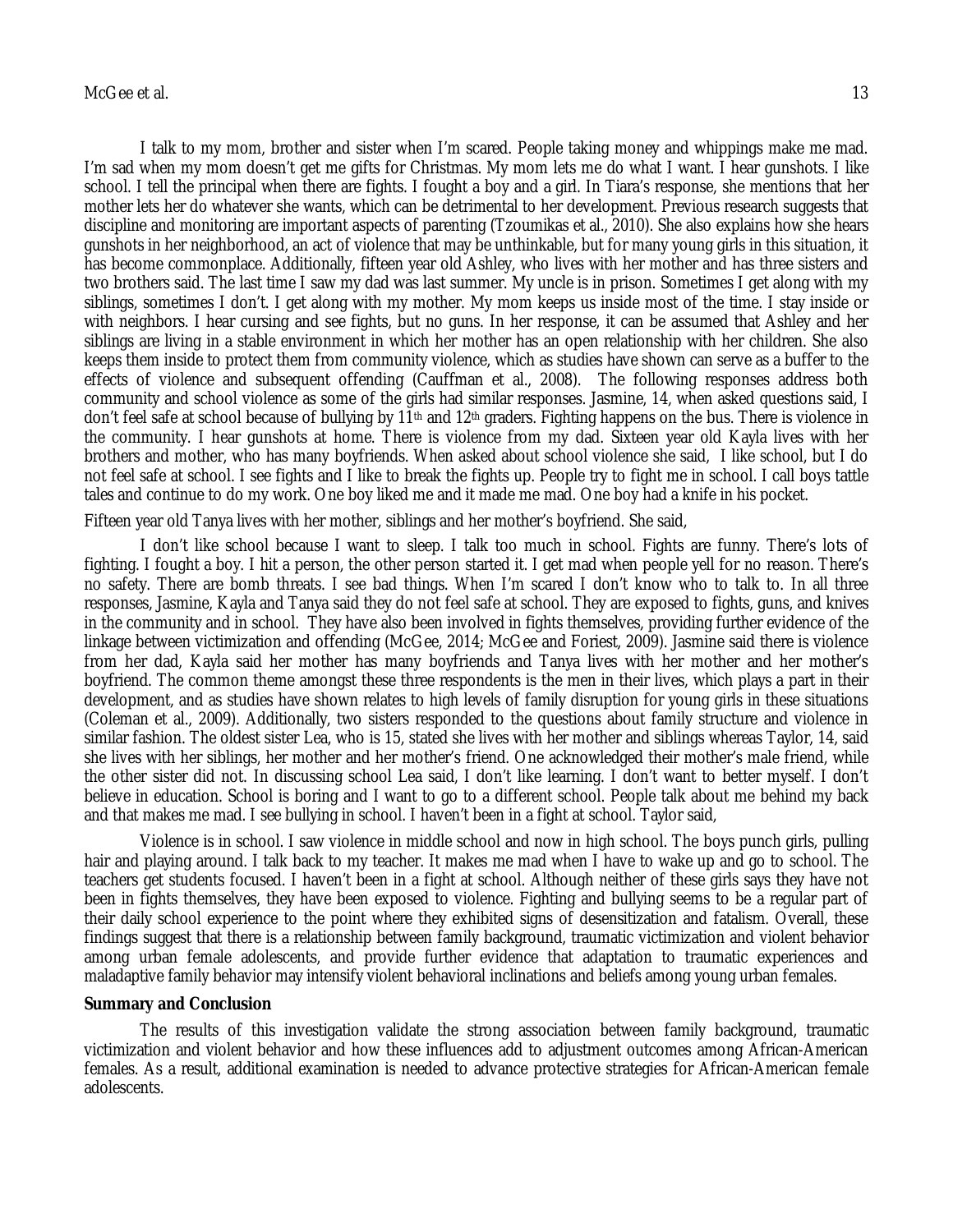I talk to my mom, brother and sister when I'm scared. People taking money and whippings make me mad. I'm sad when my mom doesn't get me gifts for Christmas. My mom lets me do what I want. I hear gunshots. I like school. I tell the principal when there are fights. I fought a boy and a girl. In Tiara's response, she mentions that her mother lets her do whatever she wants, which can be detrimental to her development. Previous research suggests that discipline and monitoring are important aspects of parenting (Tzoumikas et al., 2010). She also explains how she hears gunshots in her neighborhood, an act of violence that may be unthinkable, but for many young girls in this situation, it has become commonplace. Additionally, fifteen year old Ashley, who lives with her mother and has three sisters and two brothers said. The last time I saw my dad was last summer. My uncle is in prison. Sometimes I get along with my siblings, sometimes I don't. I get along with my mother. My mom keeps us inside most of the time. I stay inside or with neighbors. I hear cursing and see fights, but no guns. In her response, it can be assumed that Ashley and her siblings are living in a stable environment in which her mother has an open relationship with her children. She also keeps them inside to protect them from community violence, which as studies have shown can serve as a buffer to the effects of violence and subsequent offending (Cauffman et al., 2008). The following responses address both community and school violence as some of the girls had similar responses. Jasmine, 14, when asked questions said, I don't feel safe at school because of bullying by 11th and 12th graders. Fighting happens on the bus. There is violence in the community. I hear gunshots at home. There is violence from my dad. Sixteen year old Kayla lives with her brothers and mother, who has many boyfriends. When asked about school violence she said, I like school, but I do not feel safe at school. I see fights and I like to break the fights up. People try to fight me in school. I call boys tattle tales and continue to do my work. One boy liked me and it made me mad. One boy had a knife in his pocket.

Fifteen year old Tanya lives with her mother, siblings and her mother's boyfriend. She said,

I don't like school because I want to sleep. I talk too much in school. Fights are funny. There's lots of fighting. I fought a boy. I hit a person, the other person started it. I get mad when people yell for no reason. There's no safety. There are bomb threats. I see bad things. When I'm scared I don't know who to talk to. In all three responses, Jasmine, Kayla and Tanya said they do not feel safe at school. They are exposed to fights, guns, and knives in the community and in school. They have also been involved in fights themselves, providing further evidence of the linkage between victimization and offending (McGee, 2014; McGee and Foriest, 2009). Jasmine said there is violence from her dad, Kayla said her mother has many boyfriends and Tanya lives with her mother and her mother's boyfriend. The common theme amongst these three respondents is the men in their lives, which plays a part in their development, and as studies have shown relates to high levels of family disruption for young girls in these situations (Coleman et al., 2009). Additionally, two sisters responded to the questions about family structure and violence in similar fashion. The oldest sister Lea, who is 15, stated she lives with her mother and siblings whereas Taylor, 14, said she lives with her siblings, her mother and her mother's friend. One acknowledged their mother's male friend, while the other sister did not. In discussing school Lea said, I don't like learning. I don't want to better myself. I don't believe in education. School is boring and I want to go to a different school. People talk about me behind my back and that makes me mad. I see bullying in school. I haven't been in a fight at school. Taylor said,

Violence is in school. I saw violence in middle school and now in high school. The boys punch girls, pulling hair and playing around. I talk back to my teacher. It makes me mad when I have to wake up and go to school. The teachers get students focused. I haven't been in a fight at school. Although neither of these girls says they have not been in fights themselves, they have been exposed to violence. Fighting and bullying seems to be a regular part of their daily school experience to the point where they exhibited signs of desensitization and fatalism. Overall, these findings suggest that there is a relationship between family background, traumatic victimization and violent behavior among urban female adolescents, and provide further evidence that adaptation to traumatic experiences and maladaptive family behavior may intensify violent behavioral inclinations and beliefs among young urban females.

## Summary and Conclusion

The results of this investigation validate the strong association between family background, traumatic victimization and violent behavior and how these influences add to adjustment outcomes among African-American females. As a result, additional examination is needed to advance protective strategies for African-American female adolescents.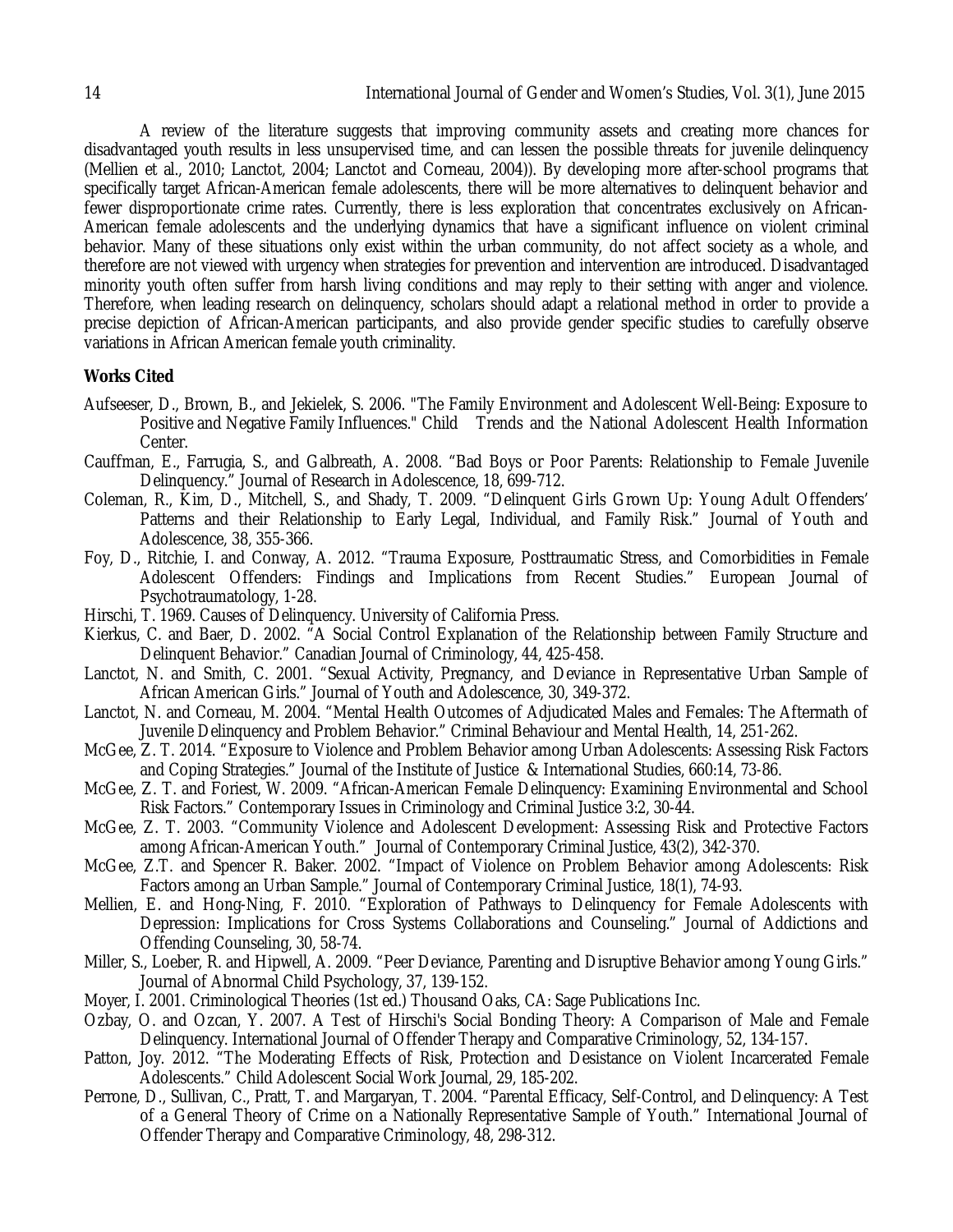A review of the literature suggests that improving community assets and creating more chances for disadvantaged youth results in less unsupervised time, and can lessen the possible threats for juvenile delinquency (Mellien et al., 2010; Lanctot, 2004; Lanctot and Corneau, 2004)). By developing more after-school programs that specifically target African-American female adolescents, there will be more alternatives to delinquent behavior and fewer disproportionate crime rates. Currently, there is less exploration that concentrates exclusively on African-American female adolescents and the underlying dynamics that have a significant influence on violent criminal behavior. Many of these situations only exist within the urban community, do not affect society as a whole, and therefore are not viewed with urgency when strategies for prevention and intervention are introduced. Disadvantaged minority youth often suffer from harsh living conditions and may reply to their setting with anger and violence. Therefore, when leading research on delinquency, scholars should adapt a relational method in order to provide a precise depiction of African-American participants, and also provide gender specific studies to carefully observe variations in African American female youth criminality.

## Works Cited

Aufseeser, D., Brown, B., and Jekielek, S. 2006. "The Family Environment and Adolescent Well-Being: Exposure to Positive and Negative Family Influences." Child Trends and the National Adolescent Health Information Center.

Cauffman, E., Farrugia, S., and Galbreath, A. 2008. "Bad Boys or Poor Parents: Relationship to Female Juvenile Delinquency." Journal of Research in Adolescence, 18, 699-712.

Coleman, R., Kim, D., Mitchell, S., and Shady, T. 2009. "Delinquent Girls Grown Up: Young Adult Offenders' Patterns and their Relationship to Early Legal, Individual, and Family Risk." Journal of Youth and Adolescence, 38, 355-366.

Foy, D., Ritchie, I. and Conway, A. 2012. "Trauma Exposure, Posttraumatic Stress, and Comorbidities in Female Adolescent Offenders: Findings and Implications from Recent Studies." European Journal of Psychotraumatology, 1-28.

Hirschi, T. 1969. Causes of Delinquency. University of California Press.

Kierkus, C. and Baer, D. 2002. "A Social Control Explanation of the Relationship between Family Structure and Delinquent Behavior." Canadian Journal of Criminology, 44, 425-458.

Lanctot, N. and Smith, C. 2001. "Sexual Activity, Pregnancy, and Deviance in Representative Urban Sample of African American Girls." Journal of Youth and Adolescence, 30, 349-372.

Lanctot, N. and Corneau, M. 2004. "Mental Health Outcomes of Adjudicated Males and Females: The Aftermath of Juvenile Delinquency and Problem Behavior." Criminal Behaviour and Mental Health, 14, 251-262.

McGee, Z. T. 2014. "Exposure to Violence and Problem Behavior among Urban Adolescents: Assessing Risk Factors and Coping Strategies." Journal of the Institute of Justice & International Studies, 660:14, 73-86.

McGee, Z. T. and Foriest, W. 2009. "African-American Female Delinquency: Examining Environmental and School Risk Factors." Contemporary Issues in Criminology and Criminal Justice 3:2, 30-44.

McGee, Z. T. 2003. "Community Violence and Adolescent Development: Assessing Risk and Protective Factors among African-American Youth." Journal of Contemporary Criminal Justice, 43(2), 342-370.

McGee, Z.T. and Spencer R. Baker. 2002. "Impact of Violence on Problem Behavior among Adolescents: Risk Factors among an Urban Sample." Journal of Contemporary Criminal Justice, 18(1), 74-93.

Mellien, E. and Hong-Ning, F. 2010. "Exploration of Pathways to Delinquency for Female Adolescents with Depression: Implications for Cross Systems Collaborations and Counseling." Journal of Addictions and Offending Counseling, 30, 58-74.

Miller, S., Loeber, R. and Hipwell, A. 2009. "Peer Deviance, Parenting and Disruptive Behavior among Young Girls." Journal of Abnormal Child Psychology, 37, 139-152.

Moyer, I. 2001. Criminological Theories (1st ed.) Thousand Oaks, CA: Sage Publications Inc.

Ozbay, O. and Ozcan, Y. 2007. A Test of Hirschi's Social Bonding Theory: A Comparison of Male and Female Delinquency. International Journal of Offender Therapy and Comparative Criminology, 52, 134-157.

Patton, Joy. 2012. "The Moderating Effects of Risk, Protection and Desistance on Violent Incarcerated Female Adolescents." Child Adolescent Social Work Journal, 29, 185-202.

Perrone, D., Sullivan, C., Pratt, T. and Margaryan, T. 2004. "Parental Efficacy, Self-Control, and Delinquency: A Test of a General Theory of Crime on a Nationally Representative Sample of Youth." International Journal of Offender Therapy and Comparative Criminology, 48, 298-312.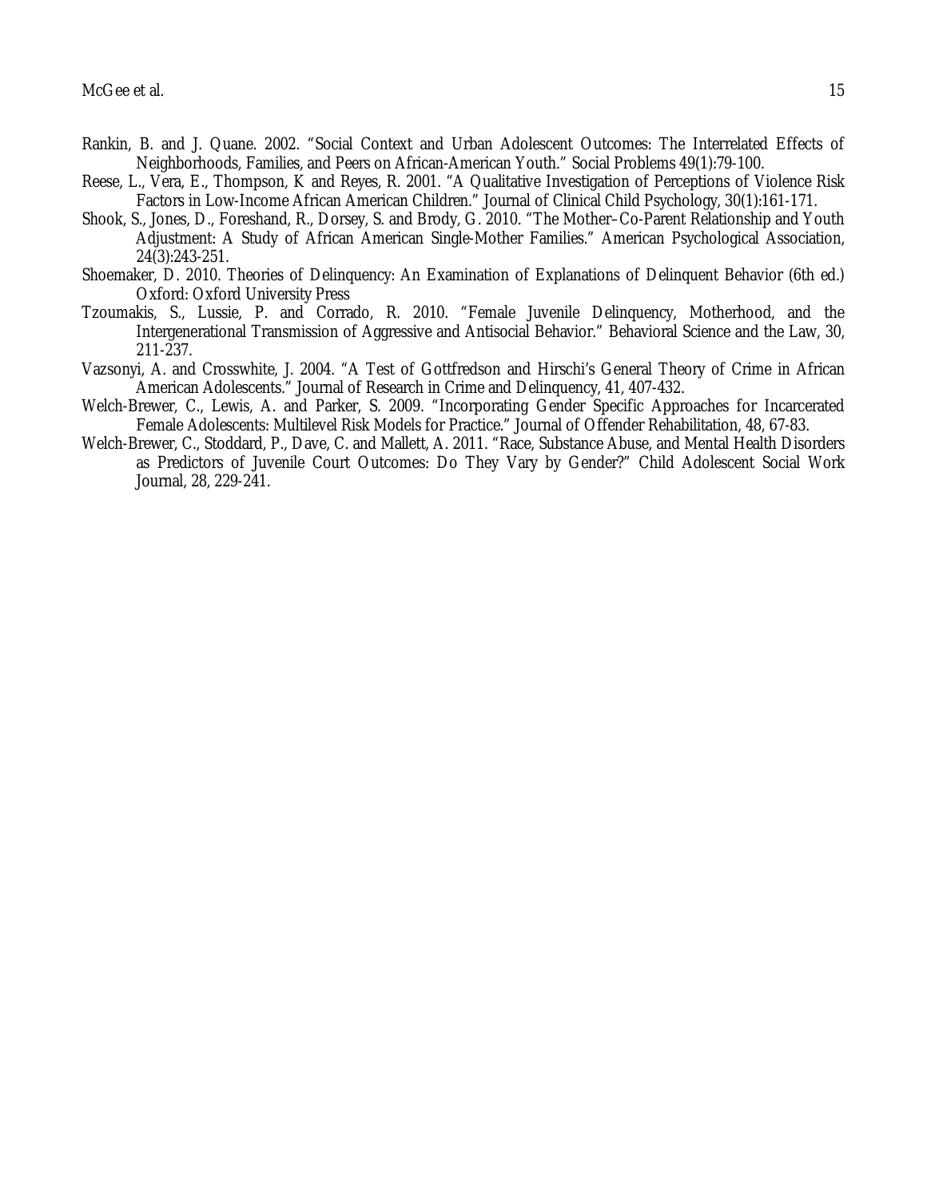Rankin, B. and J. Quane. 2002. "Social Context and Urban Adolescent Outcomes: The Interrelated Effects of Neighborhoods, Families, and Peers on African-American Youth." Social Problems 49(1):79-100.

Reese, L., Vera, E., Thompson, K and Reyes, R. 2001. "A Qualitative Investigation of Perceptions of Violence Risk Factors in Low-Income African American Children." Journal of Clinical Child Psychology, 30(1):161-171.

Shook, S., Jones, D., Foreshand, R., Dorsey, S. and Brody, G. 2010. "The Mother–Co-Parent Relationship and Youth Adjustment: A Study of African American Single-Mother Families." American Psychological Association, 24(3):243-251.

Shoemaker, D. 2010. Theories of Delinquency: An Examination of Explanations of Delinquent Behavior (6th ed.) Oxford: Oxford University Press

Tzoumakis, S., Lussie, P. and Corrado, R. 2010. "Female Juvenile Delinquency, Motherhood, and the Intergenerational Transmission of Aggressive and Antisocial Behavior." Behavioral Science and the Law, 30, 211-237.

Vazsonyi, A. and Crosswhite, J. 2004. "A Test of Gottfredson and Hirschi's General Theory of Crime in African American Adolescents." Journal of Research in Crime and Delinquency, 41, 407-432.

Welch-Brewer, C., Lewis, A. and Parker, S. 2009. "Incorporating Gender Specific Approaches for Incarcerated Female Adolescents: Multilevel Risk Models for Practice." Journal of Offender Rehabilitation, 48, 67-83.

Welch-Brewer, C., Stoddard, P., Dave, C. and Mallett, A. 2011. "Race, Substance Abuse, and Mental Health Disorders as Predictors of Juvenile Court Outcomes: Do They Vary by Gender?" Child Adolescent Social Work Journal, 28, 229-241.